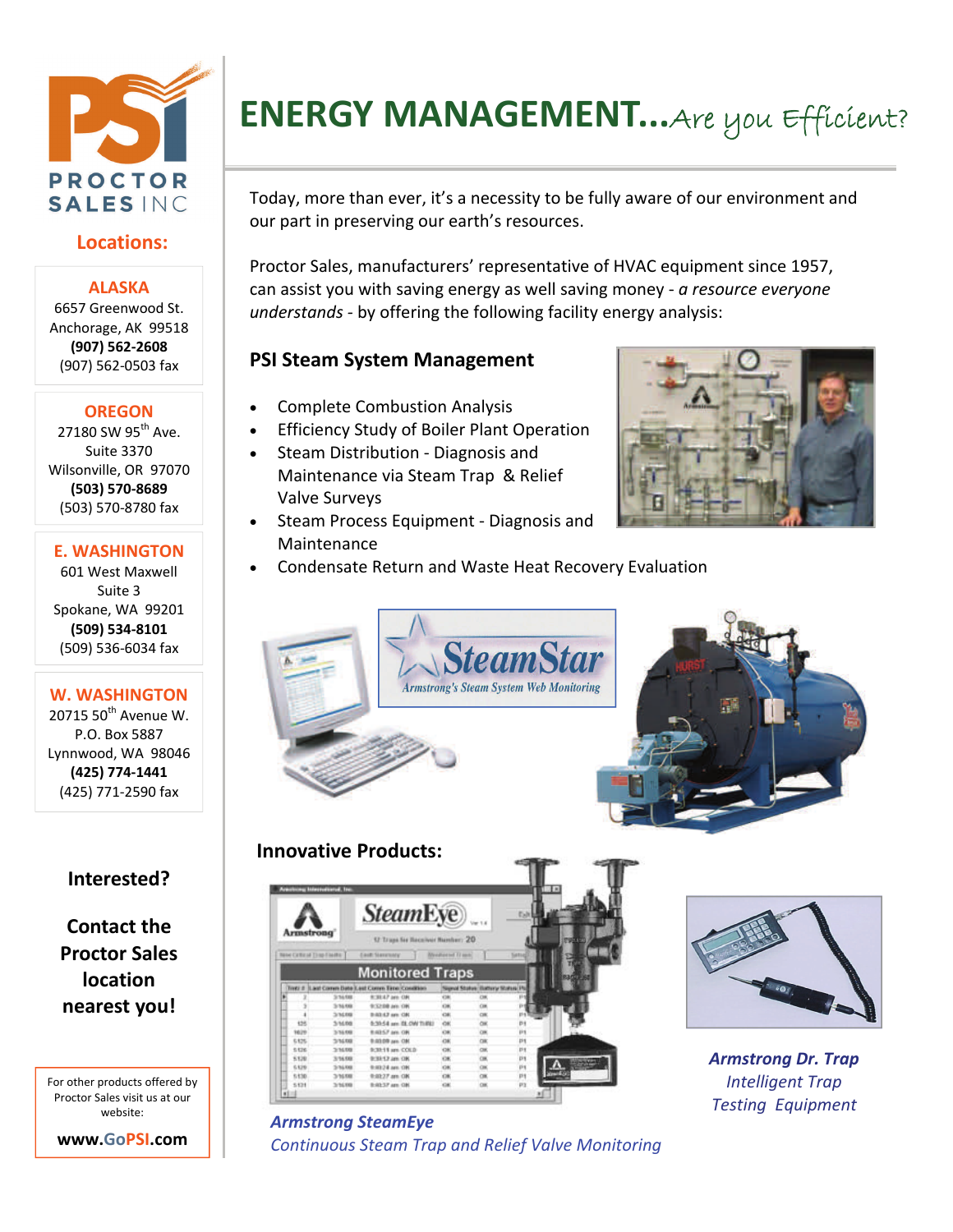# ENERGY MANAGEMENT...*Are you Efficient?*

Today, more than ever, it's a necessity to be fully aware of our environment and our part in preserving our earth's resources.

Proctor Sales, manufacturers' representative of HVAC equipment since 1957, can assist you with saving energy as well saving money - *a resource everyone understands* - by offering the following facility energy analysis:

## PSI Steam System Management

- Complete Combustion Analysis
- Efficiency Study of Boiler Plant Operation
- Steam Distribution - Diagnosis and Maintenance via Steam Trap & Relief Valve Surveys
- Steam Process Equipment - Diagnosis and Maintenance
- Condensate Return and Waste Heat Recovery Evaluation

SteamStar
Armstrong's Steam System Web Monitoring

## Innovative Products:

***Armstrong SteamEye***
*Continuous Steam Trap and Relief Valve Monitoring*

***Armstrong Dr. Trap***
*Intelligent Trap Testing Equipment*

PROCTOR SALES INC

**Locations:**

**ALASKA**
6657 Greenwood St.
Anchorage, AK 99518
**(907) 562-2608**
(907) 562-0503 fax

**OREGON**
27180 SW 95th Ave.
Suite 3370
Wilsonville, OR 97070
**(503) 570-8689**
(503) 570-8780 fax

**E. WASHINGTON**
601 West Maxwell
Suite 3
Spokane, WA 99201
**(509) 534-8101**
(509) 536-6034 fax

**W. WASHINGTON**
20715 50th Avenue W.
P.O. Box 5887
Lynnwood, WA 98046
**(425) 774-1441**
(425) 771-2590 fax

**Interested?**

**Contact the Proctor Sales location nearest you!**

For other products offered by Proctor Sales visit us at our website:

**www.GoPSI.com**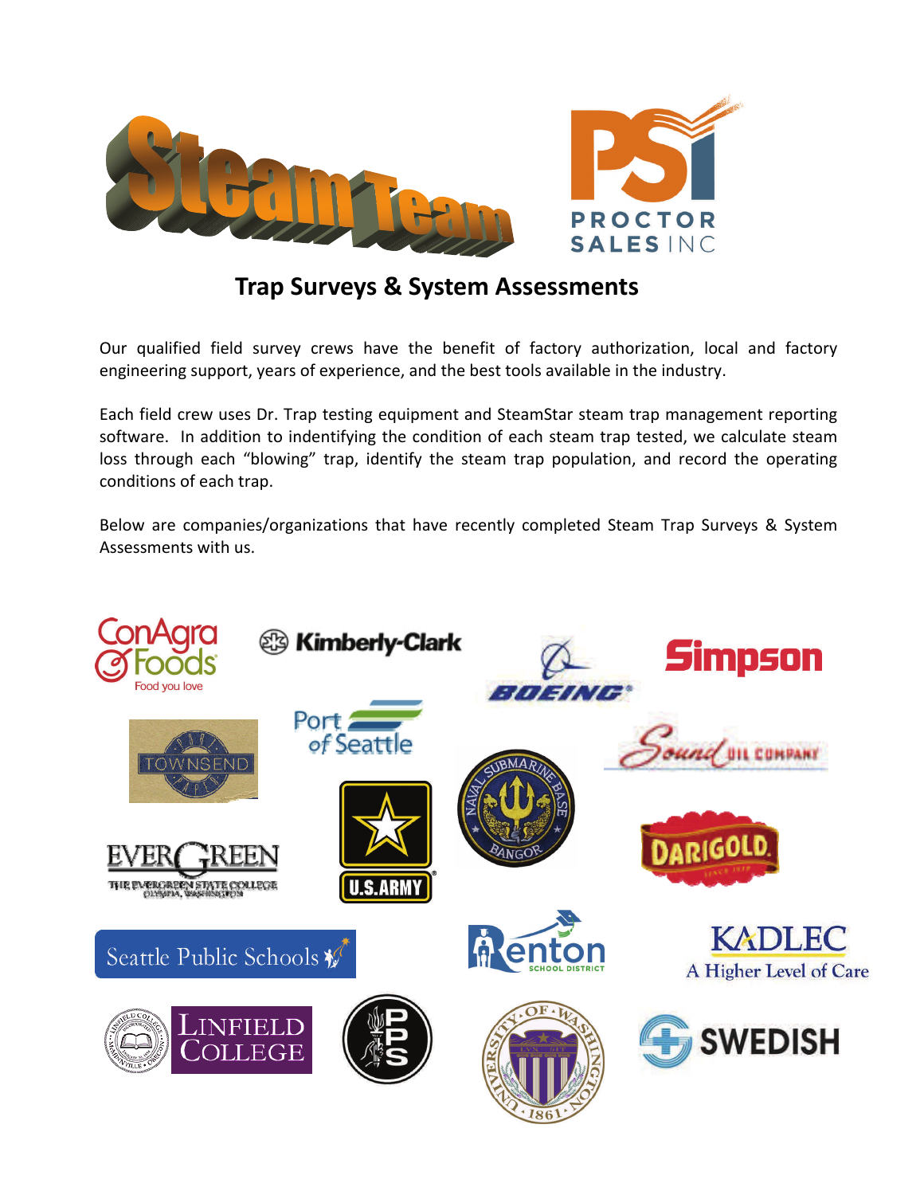# Trap Surveys & System Assessments

Our qualified field survey crews have the benefit of factory authorization, local and factory engineering support, years of experience, and the best tools available in the industry.

Each field crew uses Dr. Trap testing equipment and SteamStar steam trap management reporting software. In addition to indentifying the condition of each steam trap tested, we calculate steam loss through each "blowing" trap, identify the steam trap population, and record the operating conditions of each trap.

Below are companies/organizations that have recently completed Steam Trap Surveys & System Assessments with us.